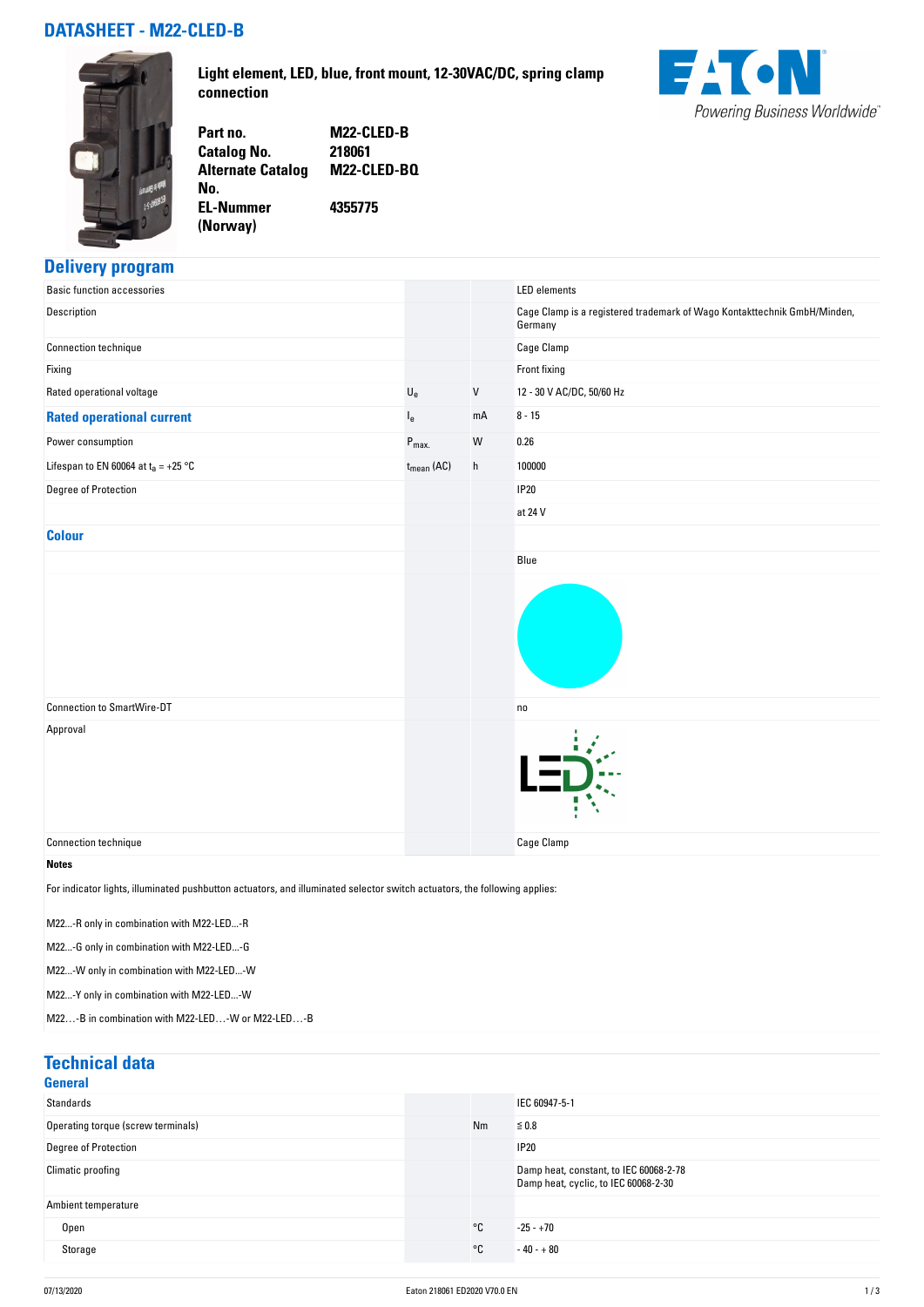# DATASHEET - M22-CLED-B

**Light element, LED, blue, front mount, 12-30VAC/DC, spring clamp connection**

| | |
|---|---|
| **Part no.** | **M22-CLED-B** |
| **Catalog No.** | **218061** |
| **Alternate Catalog No.** | **M22-CLED-BQ** |
| **EL-Nummer (Norway)** | **4355775** |

## Delivery program

| | | | |
|---|---|---|---|
| Basic function accessories | | | LED elements |
| Description | | | Cage Clamp is a registered trademark of Wago Kontakttechnik GmbH/Minden, Germany |
| Connection technique | | | Cage Clamp |
| Fixing | | | Front fixing |
| Rated operational voltage | $U_e$ | V | 12 - 30 V AC/DC, 50/60 Hz |
| **Rated operational current** | $I_e$ | mA | 8 - 15 |
| Power consumption | $P_{max.}$ | W | 0.26 |
| Lifespan to EN 60064 at $t_a$ = +25 °C | $t_{mean}$ (AC) | h | 100000 |
| Degree of Protection | | | IP20 |
| | | | at 24 V |
| **Colour** | | | |
| | | | Blue |
| Connection to SmartWire-DT | | | no |
| Approval | | | |
| Connection technique | | | Cage Clamp |

**Notes**

For indicator lights, illuminated pushbutton actuators, and illuminated selector switch actuators, the following applies:

M22...-R only in combination with M22-LED...-R

M22...-G only in combination with M22-LED...-G

M22...-W only in combination with M22-LED...-W

M22...-Y only in combination with M22-LED...-W

M22...-B in combination with M22-LED…-W or M22-LED…-B

## Technical data

### General

| | | | |
|---|---|---|---|
| Standards | | | IEC 60947-5-1 |
| Operating torque (screw terminals) | | Nm | ≦ 0.8 |
| Degree of Protection | | | IP20 |
| Climatic proofing | | | Damp heat, constant, to IEC 60068-2-78<br>Damp heat, cyclic, to IEC 60068-2-30 |
| Ambient temperature | | | |
| Open | | °C | -25 - +70 |
| Storage | | °C | - 40 - + 80 |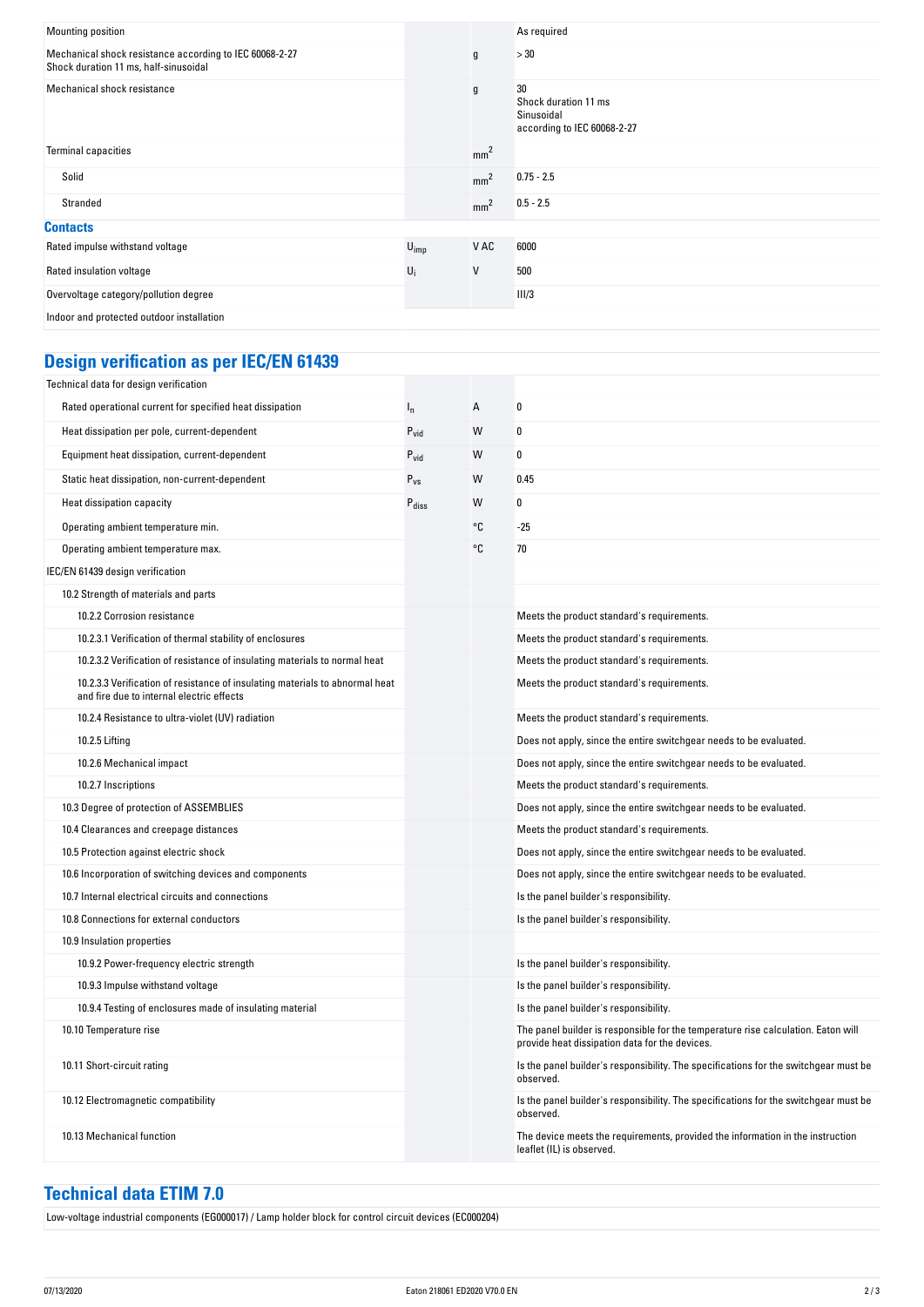| | | | |
|---|---|---|---|
| Mounting position | | | As required |
| Mechanical shock resistance according to IEC 60068-2-27<br>Shock duration 11 ms, half-sinusoidal | | g | > 30 |
| Mechanical shock resistance | | g | 30<br>Shock duration 11 ms<br>Sinusoidal<br>according to IEC 60068-2-27 |
| Terminal capacities | | $mm^2$ | |
| Solid | | $mm^2$ | 0.75 - 2.5 |
| Stranded | | $mm^2$ | 0.5 - 2.5 |

### Contacts

| | | | |
|---|---|---|---|
| Rated impulse withstand voltage | $U_{imp}$ | V AC | 6000 |
| Rated insulation voltage | $U_i$ | V | 500 |
| Overvoltage category/pollution degree | | | III/3 |
| Indoor and protected outdoor installation | | | |

## Design verification as per IEC/EN 61439

| | | | |
|---|---|---|---|
| Technical data for design verification | | | |
| Rated operational current for specified heat dissipation | $I_n$ | A | 0 |
| Heat dissipation per pole, current-dependent | $P_{vid}$ | W | 0 |
| Equipment heat dissipation, current-dependent | $P_{vid}$ | W | 0 |
| Static heat dissipation, non-current-dependent | $P_{vs}$ | W | 0.45 |
| Heat dissipation capacity | $P_{diss}$ | W | 0 |
| Operating ambient temperature min. | | °C | -25 |
| Operating ambient temperature max. | | °C | 70 |
| IEC/EN 61439 design verification | | | |
| 10.2 Strength of materials and parts | | | |
| 10.2.2 Corrosion resistance | | | Meets the product standard's requirements. |
| 10.2.3.1 Verification of thermal stability of enclosures | | | Meets the product standard's requirements. |
| 10.2.3.2 Verification of resistance of insulating materials to normal heat | | | Meets the product standard's requirements. |
| 10.2.3.3 Verification of resistance of insulating materials to abnormal heat and fire due to internal electric effects | | | Meets the product standard's requirements. |
| 10.2.4 Resistance to ultra-violet (UV) radiation | | | Meets the product standard's requirements. |
| 10.2.5 Lifting | | | Does not apply, since the entire switchgear needs to be evaluated. |
| 10.2.6 Mechanical impact | | | Does not apply, since the entire switchgear needs to be evaluated. |
| 10.2.7 Inscriptions | | | Meets the product standard's requirements. |
| 10.3 Degree of protection of ASSEMBLIES | | | Does not apply, since the entire switchgear needs to be evaluated. |
| 10.4 Clearances and creepage distances | | | Meets the product standard's requirements. |
| 10.5 Protection against electric shock | | | Does not apply, since the entire switchgear needs to be evaluated. |
| 10.6 Incorporation of switching devices and components | | | Does not apply, since the entire switchgear needs to be evaluated. |
| 10.7 Internal electrical circuits and connections | | | Is the panel builder's responsibility. |
| 10.8 Connections for external conductors | | | Is the panel builder's responsibility. |
| 10.9 Insulation properties | | | |
| 10.9.2 Power-frequency electric strength | | | Is the panel builder's responsibility. |
| 10.9.3 Impulse withstand voltage | | | Is the panel builder's responsibility. |
| 10.9.4 Testing of enclosures made of insulating material | | | Is the panel builder's responsibility. |
| 10.10 Temperature rise | | | The panel builder is responsible for the temperature rise calculation. Eaton will provide heat dissipation data for the devices. |
| 10.11 Short-circuit rating | | | Is the panel builder's responsibility. The specifications for the switchgear must be observed. |
| 10.12 Electromagnetic compatibility | | | Is the panel builder's responsibility. The specifications for the switchgear must be observed. |
| 10.13 Mechanical function | | | The device meets the requirements, provided the information in the instruction leaflet (IL) is observed. |

## Technical data ETIM 7.0

Low-voltage industrial components (EG000017) / Lamp holder block for control circuit devices (EC000204)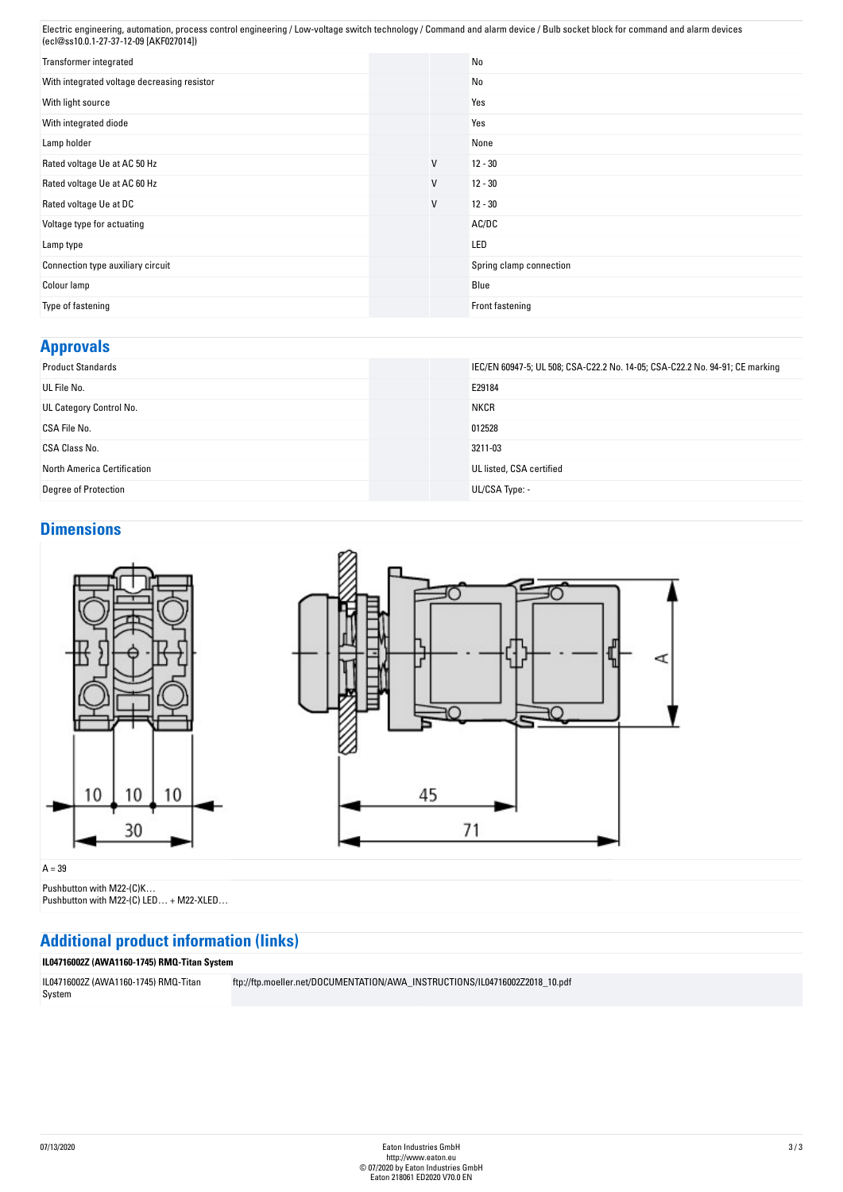Electric engineering, automation, process control engineering / Low-voltage switch technology / Command and alarm device / Bulb socket block for command and alarm devices (ecl@ss10.0.1-27-37-12-09 [AKF027014])

| | | |
|---|---|---|
| Transformer integrated | | No |
| With integrated voltage decreasing resistor | | No |
| With light source | | Yes |
| With integrated diode | | Yes |
| Lamp holder | | None |
| Rated voltage Ue at AC 50 Hz | V | 12 - 30 |
| Rated voltage Ue at AC 60 Hz | V | 12 - 30 |
| Rated voltage Ue at DC | V | 12 - 30 |
| Voltage type for actuating | | AC/DC |
| Lamp type | | LED |
| Connection type auxiliary circuit | | Spring clamp connection |
| Colour lamp | | Blue |
| Type of fastening | | Front fastening |

## Approvals

| | | |
|---|---|---|
| Product Standards | | IEC/EN 60947-5; UL 508; CSA-C22.2 No. 14-05; CSA-C22.2 No. 94-91; CE marking |
| UL File No. | | E29184 |
| UL Category Control No. | | NKCR |
| CSA File No. | | 012528 |
| CSA Class No. | | 3211-03 |
| North America Certification | | UL listed, CSA certified |
| Degree of Protection | | UL/CSA Type: - |

## Dimensions

10 10 10
30
A
45
71

A = 39

Pushbutton with M22-(C)K…
Pushbutton with M22-(C) LED… + M22-XLED…

## Additional product information (links)

**IL04716002Z (AWA1160-1745) RMQ-Titan System**

| | |
|---|---|
| IL04716002Z (AWA1160-1745) RMQ-Titan System | ftp://ftp.moeller.net/DOCUMENTATION/AWA_INSTRUCTIONS/IL04716002Z2018_10.pdf |